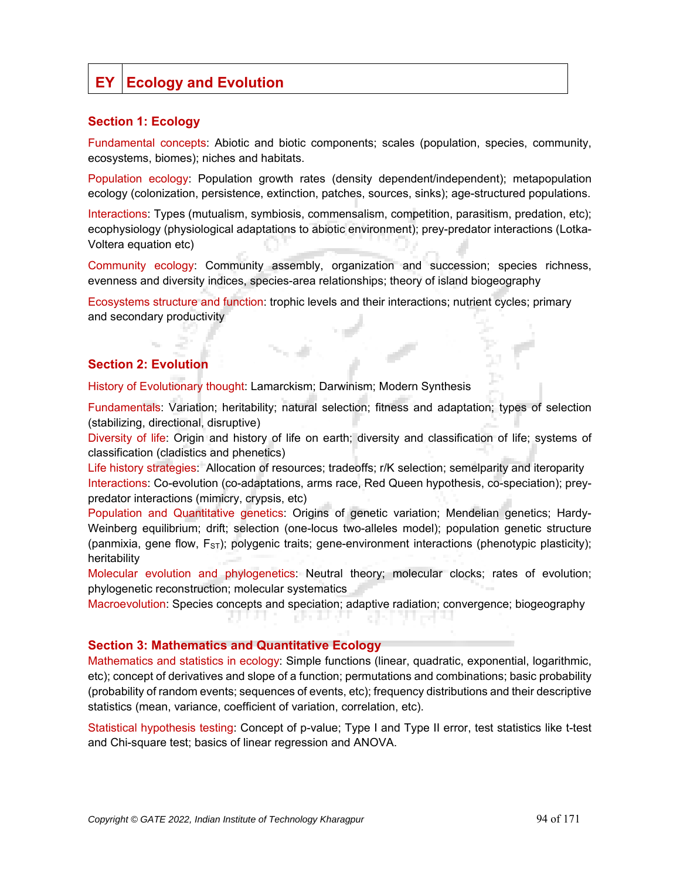# EY Ecology and Evolution

## Section 1: Ecology

Fundamental concepts: Abiotic and biotic components; scales (population, species, community, ecosystems, biomes); niches and habitats.

Population ecology: Population growth rates (density dependent/independent); metapopulation ecology (colonization, persistence, extinction, patches, sources, sinks); age-structured populations.

Interactions: Types (mutualism, symbiosis, commensalism, competition, parasitism, predation, etc); ecophysiology (physiological adaptations to abiotic environment); prey-predator interactions (Lotka-Voltera equation etc)

Community ecology: Community assembly, organization and succession; species richness, evenness and diversity indices, species-area relationships; theory of island biogeography

Ecosystems structure and function: trophic levels and their interactions; nutrient cycles; primary and secondary productivity

## Section 2: Evolution

History of Evolutionary thought: Lamarckism; Darwinism; Modern Synthesis

Fundamentals: Variation; heritability; natural selection; fitness and adaptation; types of selection (stabilizing, directional, disruptive)

Diversity of life: Origin and history of life on earth; diversity and classification of life; systems of classification (cladistics and phenetics)

Life history strategies: Allocation of resources; tradeoffs; r/K selection; semelparity and iteroparity

Interactions: Co-evolution (co-adaptations, arms race, Red Queen hypothesis, co-speciation); prey-predator interactions (mimicry, crypsis, etc)

Population and Quantitative genetics: Origins of genetic variation; Mendelian genetics; Hardy-Weinberg equilibrium; drift; selection (one-locus two-alleles model); population genetic structure (panmixia, gene flow, $F_{ST}$); polygenic traits; gene-environment interactions (phenotypic plasticity); heritability

Molecular evolution and phylogenetics: Neutral theory; molecular clocks; rates of evolution; phylogenetic reconstruction; molecular systematics

Macroevolution: Species concepts and speciation; adaptive radiation; convergence; biogeography

## Section 3: Mathematics and Quantitative Ecology

Mathematics and statistics in ecology: Simple functions (linear, quadratic, exponential, logarithmic, etc); concept of derivatives and slope of a function; permutations and combinations; basic probability (probability of random events; sequences of events, etc); frequency distributions and their descriptive statistics (mean, variance, coefficient of variation, correlation, etc).

Statistical hypothesis testing: Concept of p-value; Type I and Type II error, test statistics like t-test and Chi-square test; basics of linear regression and ANOVA.

*Copyright © GATE 2022, Indian Institute of Technology Kharagpur*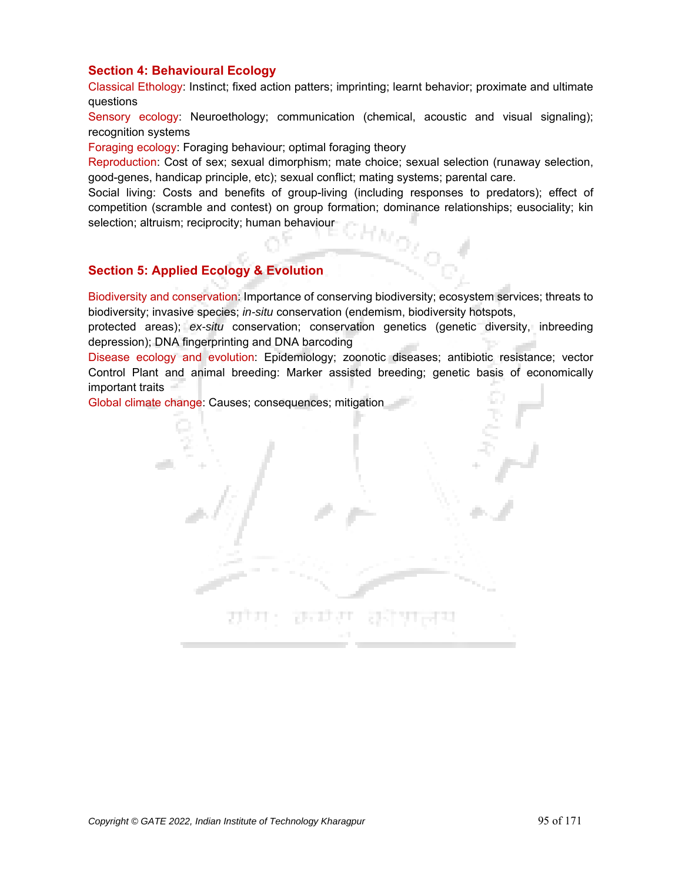## Section 4: Behavioural Ecology

Classical Ethology: Instinct; fixed action patters; imprinting; learnt behavior; proximate and ultimate questions

Sensory ecology: Neuroethology; communication (chemical, acoustic and visual signaling); recognition systems

Foraging ecology: Foraging behaviour; optimal foraging theory

Reproduction: Cost of sex; sexual dimorphism; mate choice; sexual selection (runaway selection, good-genes, handicap principle, etc); sexual conflict; mating systems; parental care.

Social living: Costs and benefits of group-living (including responses to predators); effect of competition (scramble and contest) on group formation; dominance relationships; eusociality; kin selection; altruism; reciprocity; human behaviour

## Section 5: Applied Ecology & Evolution

Biodiversity and conservation: Importance of conserving biodiversity; ecosystem services; threats to biodiversity; invasive species; *in-situ* conservation (endemism, biodiversity hotspots, protected areas); *ex-situ* conservation; conservation genetics (genetic diversity, inbreeding depression); DNA fingerprinting and DNA barcoding

Disease ecology and evolution: Epidemiology; zoonotic diseases; antibiotic resistance; vector Control Plant and animal breeding: Marker assisted breeding; genetic basis of economically important traits

Global climate change: Causes; consequences; mitigation